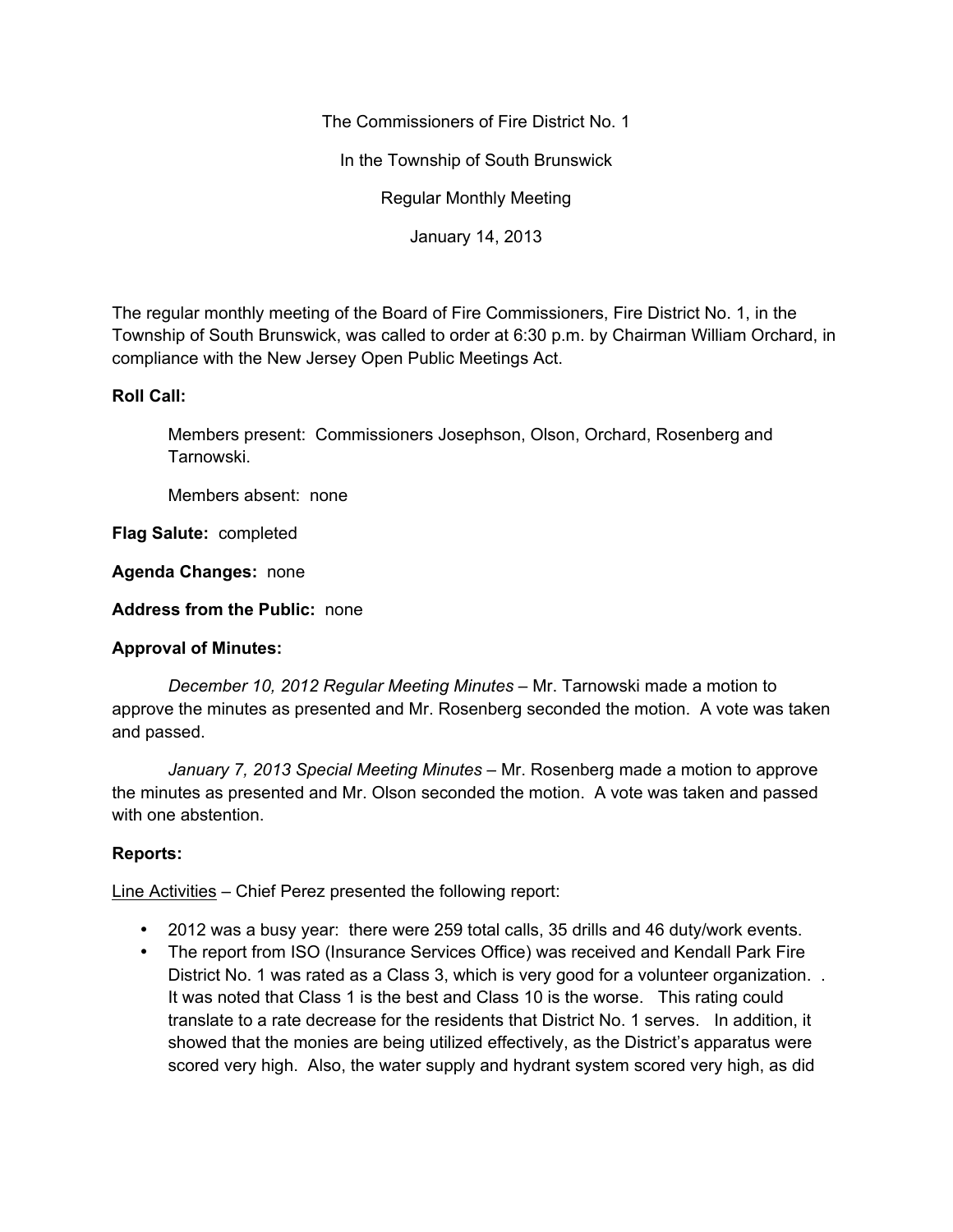The Commissioners of Fire District No. 1

In the Township of South Brunswick

Regular Monthly Meeting

January 14, 2013

The regular monthly meeting of the Board of Fire Commissioners, Fire District No. 1, in the Township of South Brunswick, was called to order at 6:30 p.m. by Chairman William Orchard, in compliance with the New Jersey Open Public Meetings Act.

**Roll Call:**

Members present: Commissioners Josephson, Olson, Orchard, Rosenberg and Tarnowski.

Members absent: none

**Flag Salute:** completed

**Agenda Changes:** none

**Address from the Public:** none

**Approval of Minutes:**

*December 10, 2012 Regular Meeting Minutes* – Mr. Tarnowski made a motion to approve the minutes as presented and Mr. Rosenberg seconded the motion. A vote was taken and passed.

*January 7, 2013 Special Meeting Minutes* – Mr. Rosenberg made a motion to approve the minutes as presented and Mr. Olson seconded the motion. A vote was taken and passed with one abstention.

**Reports:**

Line Activities – Chief Perez presented the following report:

- 2012 was a busy year: there were 259 total calls, 35 drills and 46 duty/work events.
- The report from ISO (Insurance Services Office) was received and Kendall Park Fire District No. 1 was rated as a Class 3, which is very good for a volunteer organization. . It was noted that Class 1 is the best and Class 10 is the worse. This rating could translate to a rate decrease for the residents that District No. 1 serves. In addition, it showed that the monies are being utilized effectively, as the District's apparatus were scored very high. Also, the water supply and hydrant system scored very high, as did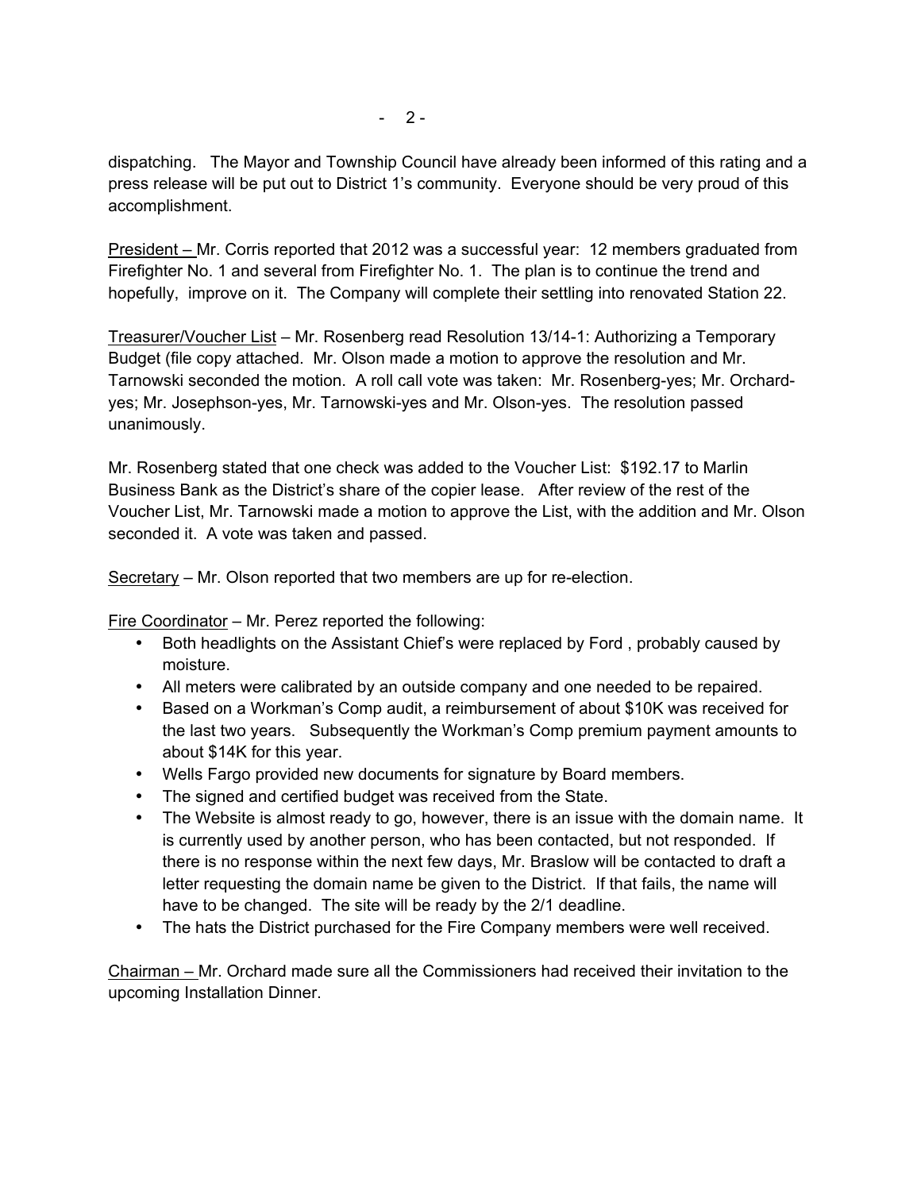dispatching. The Mayor and Township Council have already been informed of this rating and a press release will be put out to District 1's community. Everyone should be very proud of this accomplishment.

President – Mr. Corris reported that 2012 was a successful year: 12 members graduated from Firefighter No. 1 and several from Firefighter No. 1. The plan is to continue the trend and hopefully, improve on it. The Company will complete their settling into renovated Station 22.

Treasurer/Voucher List – Mr. Rosenberg read Resolution 13/14-1: Authorizing a Temporary Budget (file copy attached. Mr. Olson made a motion to approve the resolution and Mr. Tarnowski seconded the motion. A roll call vote was taken: Mr. Rosenberg-yes; Mr. Orchard-yes; Mr. Josephson-yes, Mr. Tarnowski-yes and Mr. Olson-yes. The resolution passed unanimously.

Mr. Rosenberg stated that one check was added to the Voucher List: $192.17 to Marlin Business Bank as the District's share of the copier lease. After review of the rest of the Voucher List, Mr. Tarnowski made a motion to approve the List, with the addition and Mr. Olson seconded it. A vote was taken and passed.

Secretary – Mr. Olson reported that two members are up for re-election.

Fire Coordinator – Mr. Perez reported the following:

- Both headlights on the Assistant Chief's were replaced by Ford , probably caused by moisture.
- All meters were calibrated by an outside company and one needed to be repaired.
- Based on a Workman's Comp audit, a reimbursement of about $10K was received for the last two years. Subsequently the Workman's Comp premium payment amounts to about $14K for this year.
- Wells Fargo provided new documents for signature by Board members.
- The signed and certified budget was received from the State.
- The Website is almost ready to go, however, there is an issue with the domain name. It is currently used by another person, who has been contacted, but not responded. If there is no response within the next few days, Mr. Braslow will be contacted to draft a letter requesting the domain name be given to the District. If that fails, the name will have to be changed. The site will be ready by the 2/1 deadline.
- The hats the District purchased for the Fire Company members were well received.

Chairman – Mr. Orchard made sure all the Commissioners had received their invitation to the upcoming Installation Dinner.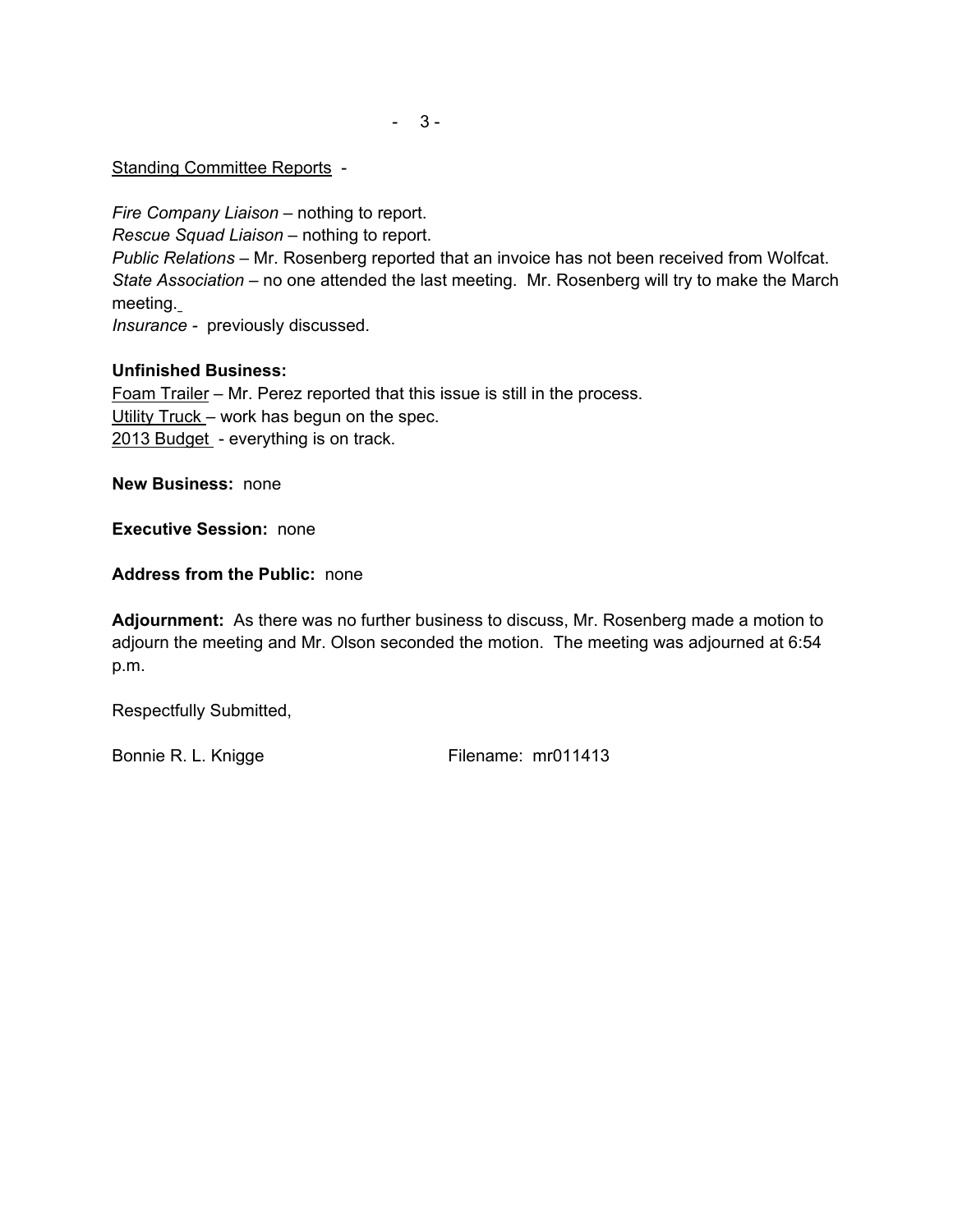<u>Standing Committee Reports</u> -

*Fire Company Liaison* – nothing to report.
*Rescue Squad Liaison* – nothing to report.
*Public Relations* – Mr. Rosenberg reported that an invoice has not been received from Wolfcat.
*State Association* – no one attended the last meeting. Mr. Rosenberg will try to make the March meeting.
*Insurance* - previously discussed.

**Unfinished Business:**
<u>Foam Trailer</u> – Mr. Perez reported that this issue is still in the process.
<u>Utility Truck</u> – work has begun on the spec.
<u>2013 Budget</u> - everything is on track.

**New Business:** none

**Executive Session:** none

**Address from the Public:** none

**Adjournment:** As there was no further business to discuss, Mr. Rosenberg made a motion to adjourn the meeting and Mr. Olson seconded the motion. The meeting was adjourned at 6:54 p.m.

Respectfully Submitted,

Bonnie R. L. Knigge Filename: mr011413